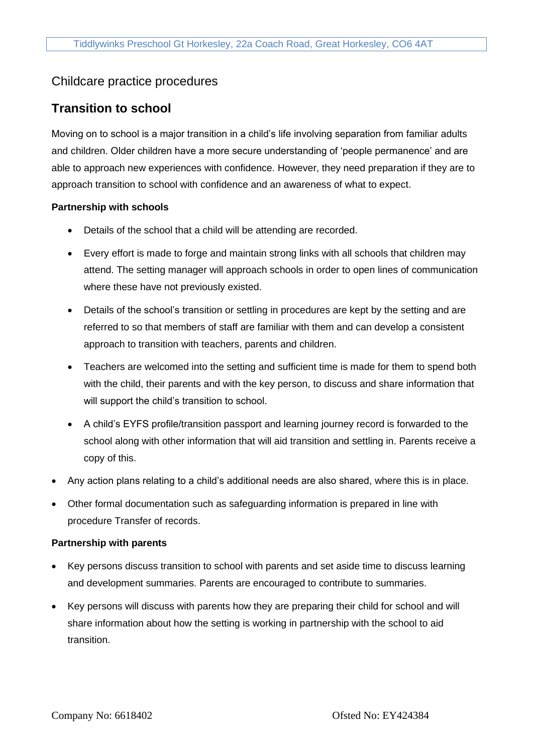Childcare practice procedures

## Transition to school

Moving on to school is a major transition in a child's life involving separation from familiar adults and children. Older children have a more secure understanding of 'people permanence' and are able to approach new experiences with confidence. However, they need preparation if they are to approach transition to school with confidence and an awareness of what to expect.

**Partnership with schools**

- Details of the school that a child will be attending are recorded.
- Every effort is made to forge and maintain strong links with all schools that children may attend. The setting manager will approach schools in order to open lines of communication where these have not previously existed.
- Details of the school's transition or settling in procedures are kept by the setting and are referred to so that members of staff are familiar with them and can develop a consistent approach to transition with teachers, parents and children.
- Teachers are welcomed into the setting and sufficient time is made for them to spend both with the child, their parents and with the key person, to discuss and share information that will support the child's transition to school.
- A child's EYFS profile/transition passport and learning journey record is forwarded to the school along with other information that will aid transition and settling in. Parents receive a copy of this.
- Any action plans relating to a child's additional needs are also shared, where this is in place.
- Other formal documentation such as safeguarding information is prepared in line with procedure Transfer of records.

**Partnership with parents**

- Key persons discuss transition to school with parents and set aside time to discuss learning and development summaries. Parents are encouraged to contribute to summaries.
- Key persons will discuss with parents how they are preparing their child for school and will share information about how the setting is working in partnership with the school to aid transition.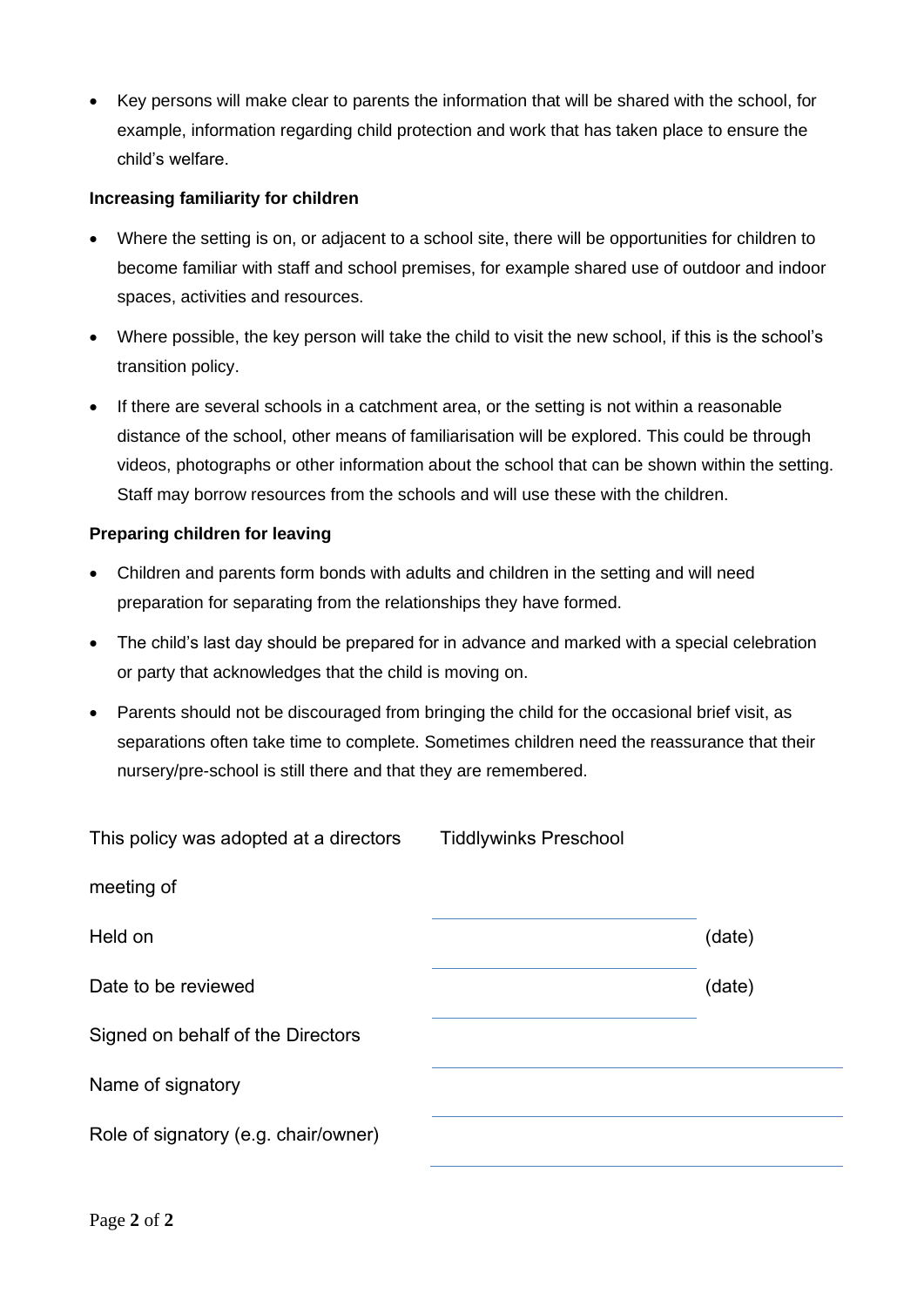- Key persons will make clear to parents the information that will be shared with the school, for example, information regarding child protection and work that has taken place to ensure the child's welfare.

**Increasing familiarity for children**

- Where the setting is on, or adjacent to a school site, there will be opportunities for children to become familiar with staff and school premises, for example shared use of outdoor and indoor spaces, activities and resources.
- Where possible, the key person will take the child to visit the new school, if this is the school's transition policy.
- If there are several schools in a catchment area, or the setting is not within a reasonable distance of the school, other means of familiarisation will be explored. This could be through videos, photographs or other information about the school that can be shown within the setting. Staff may borrow resources from the schools and will use these with the children.

**Preparing children for leaving**

- Children and parents form bonds with adults and children in the setting and will need preparation for separating from the relationships they have formed.
- The child's last day should be prepared for in advance and marked with a special celebration or party that acknowledges that the child is moving on.
- Parents should not be discouraged from bringing the child for the occasional brief visit, as separations often take time to complete. Sometimes children need the reassurance that their nursery/pre-school is still there and that they are remembered.

| | | |
|---|---|---|
| This policy was adopted at a directors meeting of | Tiddlywinks Preschool | |
| Held on | | (date) |
| Date to be reviewed | | (date) |
| Signed on behalf of the Directors | | |
| Name of signatory | | |
| Role of signatory (e.g. chair/owner) | | |